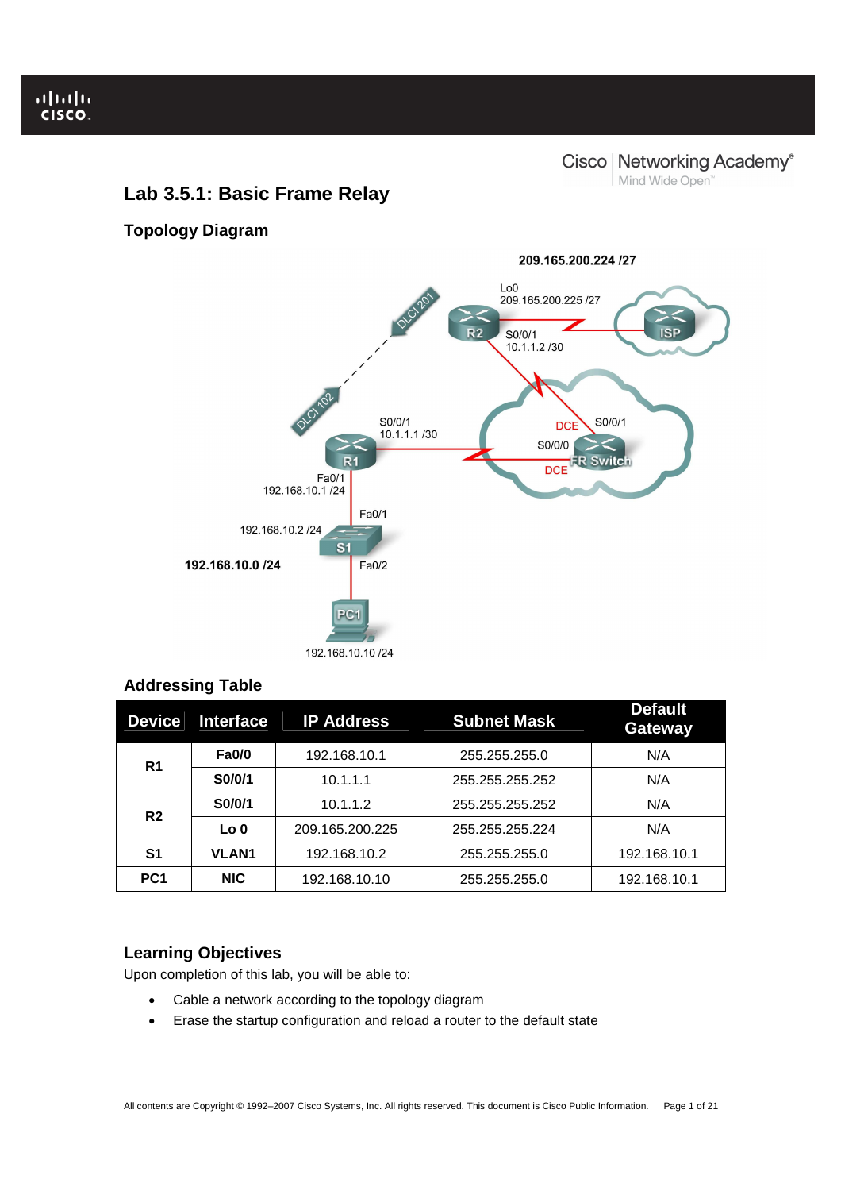# Lab 3.5.1: Basic Frame Relay

## Topology Diagram

## Addressing Table

| Device | Interface | IP Address | Subnet Mask | Default Gateway |
|---|---|---|---|---|
| R1 | Fa0/0 | 192.168.10.1 | 255.255.255.0 | N/A |
| | S0/0/1 | 10.1.1.1 | 255.255.255.252 | N/A |
| R2 | S0/0/1 | 10.1.1.2 | 255.255.255.252 | N/A |
| | Lo 0 | 209.165.200.225 | 255.255.255.224 | N/A |
| S1 | VLAN1 | 192.168.10.2 | 255.255.255.0 | 192.168.10.1 |
| PC1 | NIC | 192.168.10.10 | 255.255.255.0 | 192.168.10.1 |

## Learning Objectives

Upon completion of this lab, you will be able to:

- Cable a network according to the topology diagram
- Erase the startup configuration and reload a router to the default state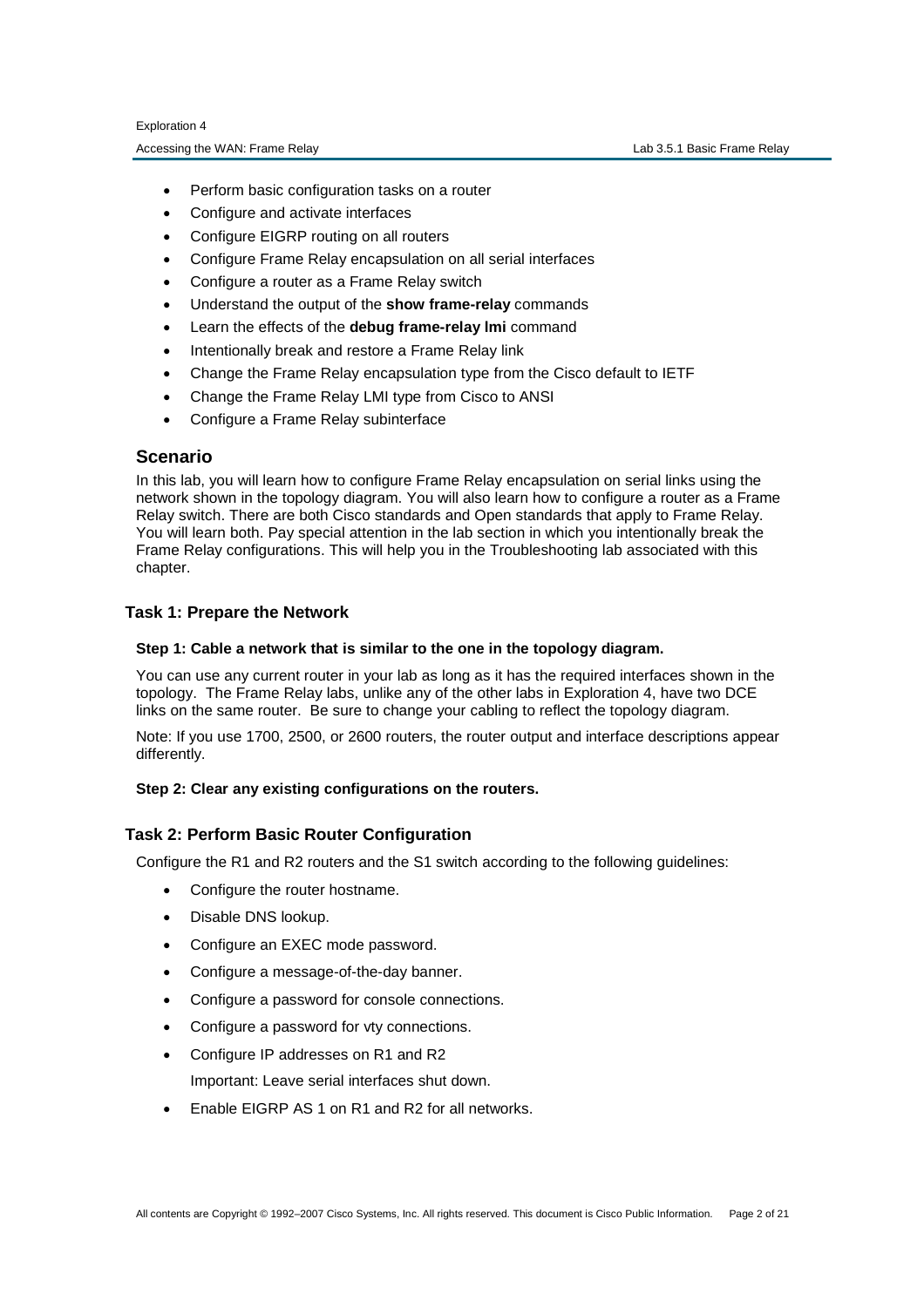- Perform basic configuration tasks on a router
- Configure and activate interfaces
- Configure EIGRP routing on all routers
- Configure Frame Relay encapsulation on all serial interfaces
- Configure a router as a Frame Relay switch
- Understand the output of the **show frame-relay** commands
- Learn the effects of the **debug frame-relay lmi** command
- Intentionally break and restore a Frame Relay link
- Change the Frame Relay encapsulation type from the Cisco default to IETF
- Change the Frame Relay LMI type from Cisco to ANSI
- Configure a Frame Relay subinterface

## Scenario

In this lab, you will learn how to configure Frame Relay encapsulation on serial links using the network shown in the topology diagram. You will also learn how to configure a router as a Frame Relay switch. There are both Cisco standards and Open standards that apply to Frame Relay. You will learn both. Pay special attention in the lab section in which you intentionally break the Frame Relay configurations. This will help you in the Troubleshooting lab associated with this chapter.

### Task 1: Prepare the Network

#### Step 1: Cable a network that is similar to the one in the topology diagram.

You can use any current router in your lab as long as it has the required interfaces shown in the topology. The Frame Relay labs, unlike any of the other labs in Exploration 4, have two DCE links on the same router. Be sure to change your cabling to reflect the topology diagram.

Note: If you use 1700, 2500, or 2600 routers, the router output and interface descriptions appear differently.

#### Step 2: Clear any existing configurations on the routers.

### Task 2: Perform Basic Router Configuration

Configure the R1 and R2 routers and the S1 switch according to the following guidelines:

- Configure the router hostname.
- Disable DNS lookup.
- Configure an EXEC mode password.
- Configure a message-of-the-day banner.
- Configure a password for console connections.
- Configure a password for vty connections.
- Configure IP addresses on R1 and R2

  Important: Leave serial interfaces shut down.
- Enable EIGRP AS 1 on R1 and R2 for all networks.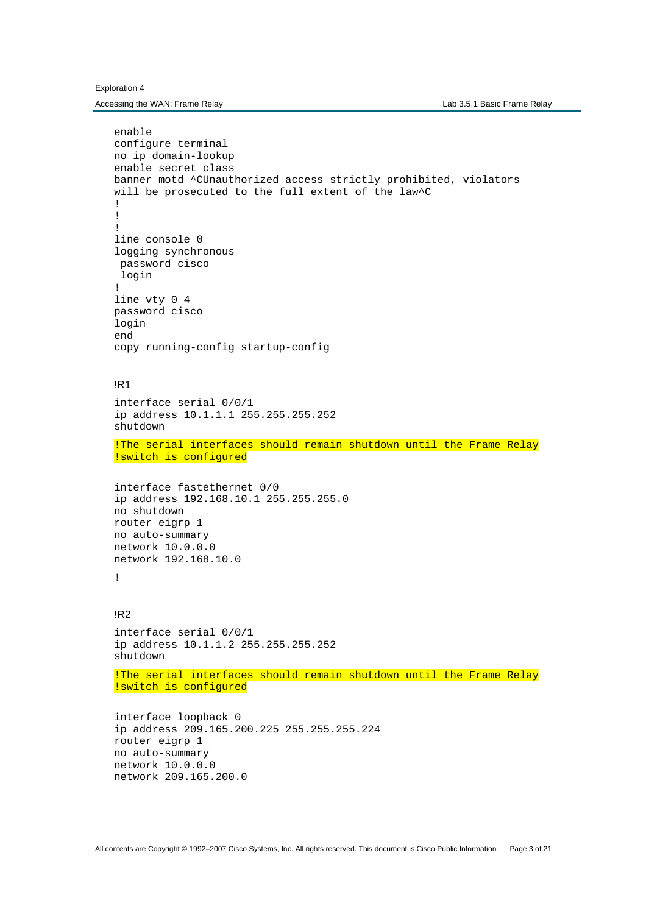```
enable
configure terminal
no ip domain-lookup
enable secret class
banner motd ^CUnauthorized access strictly prohibited, violators
will be prosecuted to the full extent of the law^C
!
!
!
line console 0
logging synchronous
 password cisco
 login
!
line vty 0 4
password cisco
login
end
copy running-config startup-config
```

!R1

```
interface serial 0/0/1
ip address 10.1.1.1 255.255.255.252
shutdown
```

```
!The serial interfaces should remain shutdown until the Frame Relay
!switch is configured
```

```
interface fastethernet 0/0
ip address 192.168.10.1 255.255.255.0
no shutdown
router eigrp 1
no auto-summary
network 10.0.0.0
network 192.168.10.0
```

```
!
```

!R2

```
interface serial 0/0/1
ip address 10.1.1.2 255.255.255.252
shutdown
```

```
!The serial interfaces should remain shutdown until the Frame Relay
!switch is configured
```

```
interface loopback 0
ip address 209.165.200.225 255.255.255.224
router eigrp 1
no auto-summary
network 10.0.0.0
network 209.165.200.0
```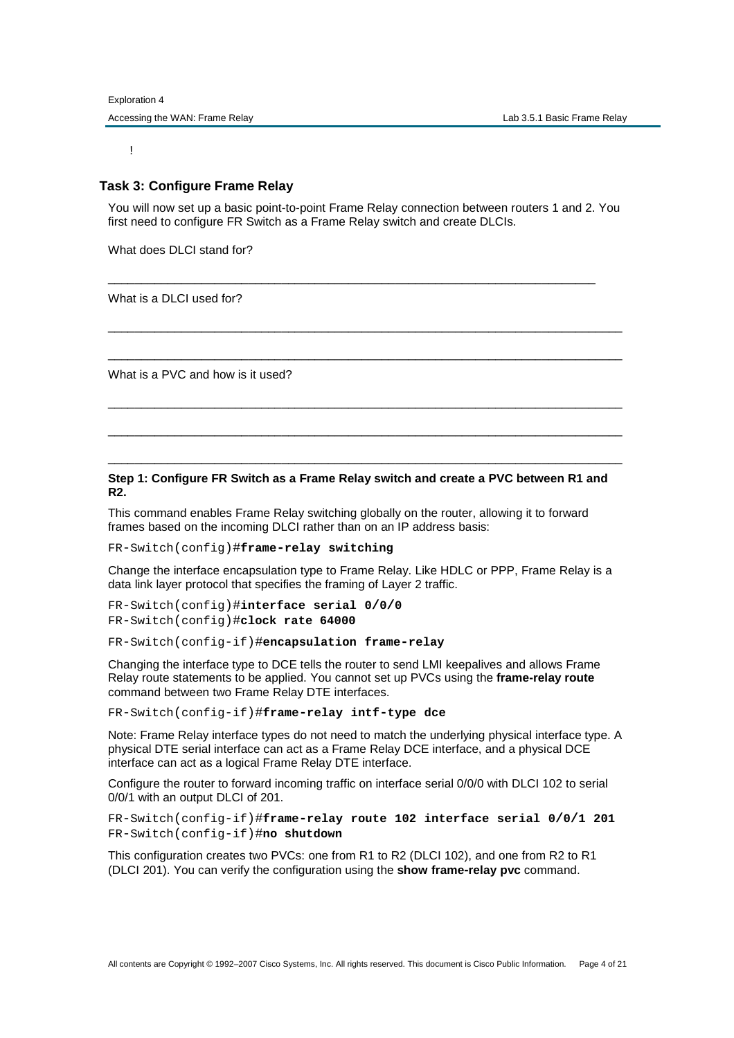!

### Task 3: Configure Frame Relay

You will now set up a basic point-to-point Frame Relay connection between routers 1 and 2. You first need to configure FR Switch as a Frame Relay switch and create DLCIs.

What does DLCI stand for?

____________________________________________________________________________

What is a DLCI used for?

____________________________________________________________________________

____________________________________________________________________________

What is a PVC and how is it used?

____________________________________________________________________________

____________________________________________________________________________

____________________________________________________________________________

**Step 1: Configure FR Switch as a Frame Relay switch and create a PVC between R1 and R2.**

This command enables Frame Relay switching globally on the router, allowing it to forward frames based on the incoming DLCI rather than on an IP address basis:

```
FR-Switch(config)#frame-relay switching
```

Change the interface encapsulation type to Frame Relay. Like HDLC or PPP, Frame Relay is a data link layer protocol that specifies the framing of Layer 2 traffic.

```
FR-Switch(config)#interface serial 0/0/0
FR-Switch(config)#clock rate 64000
FR-Switch(config-if)#encapsulation frame-relay
```

Changing the interface type to DCE tells the router to send LMI keepalives and allows Frame Relay route statements to be applied. You cannot set up PVCs using the **frame-relay route** command between two Frame Relay DTE interfaces.

```
FR-Switch(config-if)#frame-relay intf-type dce
```

Note: Frame Relay interface types do not need to match the underlying physical interface type. A physical DTE serial interface can act as a Frame Relay DCE interface, and a physical DCE interface can act as a logical Frame Relay DTE interface.

Configure the router to forward incoming traffic on interface serial 0/0/0 with DLCI 102 to serial 0/0/1 with an output DLCI of 201.

```
FR-Switch(config-if)#frame-relay route 102 interface serial 0/0/1 201
FR-Switch(config-if)#no shutdown
```

This configuration creates two PVCs: one from R1 to R2 (DLCI 102), and one from R2 to R1 (DLCI 201). You can verify the configuration using the **show frame-relay pvc** command.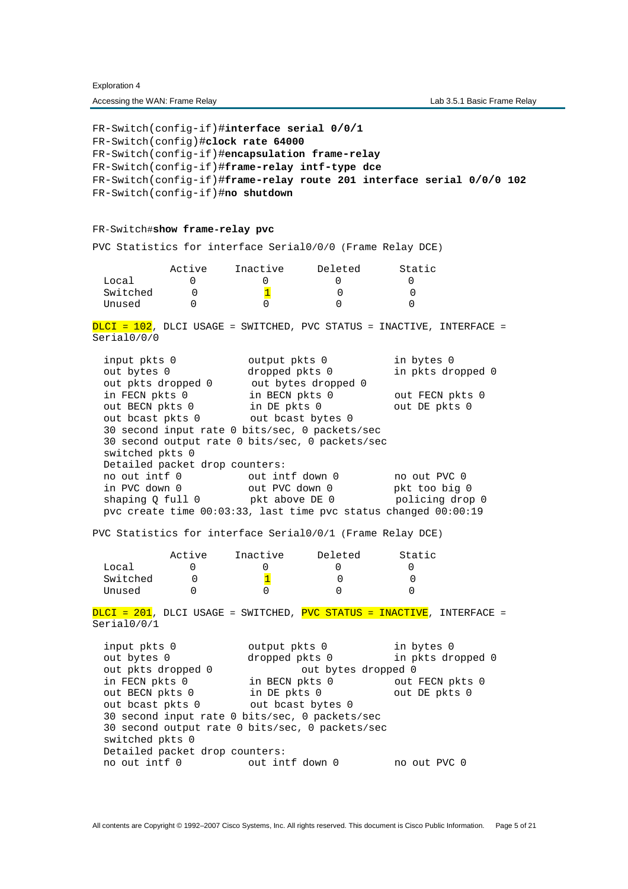```
FR-Switch(config-if)#interface serial 0/0/1
FR-Switch(config)#clock rate 64000
FR-Switch(config-if)#encapsulation frame-relay
FR-Switch(config-if)#frame-relay intf-type dce
FR-Switch(config-if)#frame-relay route 201 interface serial 0/0/0 102
FR-Switch(config-if)#no shutdown
```

```
FR-Switch#show frame-relay pvc

PVC Statistics for interface Serial0/0/0 (Frame Relay DCE)

              Active     Inactive      Deleted       Static
  Local          0           0            0             0
  Switched       0           1            0             0
  Unused         0           0            0             0

DLCI = 102, DLCI USAGE = SWITCHED, PVC STATUS = INACTIVE, INTERFACE =
Serial0/0/0

  input pkts 0             output pkts 0            in bytes 0
  out bytes 0              dropped pkts 0           in pkts dropped 0
  out pkts dropped 0        out bytes dropped 0
  in FECN pkts 0           in BECN pkts 0           out FECN pkts 0
  out BECN pkts 0          in DE pkts 0             out DE pkts 0
  out bcast pkts 0         out bcast bytes 0
  30 second input rate 0 bits/sec, 0 packets/sec
  30 second output rate 0 bits/sec, 0 packets/sec
  switched pkts 0
  Detailed packet drop counters:
  no out intf 0            out intf down 0          no out PVC 0
  in PVC down 0            out PVC down 0           pkt too big 0
  shaping Q full 0         pkt above DE 0           policing drop 0
  pvc create time 00:03:33, last time pvc status changed 00:00:19

PVC Statistics for interface Serial0/0/1 (Frame Relay DCE)

              Active     Inactive      Deleted       Static
  Local          0           0            0             0
  Switched       0           1            0             0
  Unused         0           0            0             0

DLCI = 201, DLCI USAGE = SWITCHED, PVC STATUS = INACTIVE, INTERFACE =
Serial0/0/1

  input pkts 0             output pkts 0            in bytes 0
  out bytes 0              dropped pkts 0           in pkts dropped 0
  out pkts dropped 0                 out bytes dropped 0
  in FECN pkts 0           in BECN pkts 0           out FECN pkts 0
  out BECN pkts 0          in DE pkts 0             out DE pkts 0
  out bcast pkts 0         out bcast bytes 0
  30 second input rate 0 bits/sec, 0 packets/sec
  30 second output rate 0 bits/sec, 0 packets/sec
  switched pkts 0
  Detailed packet drop counters:
  no out intf 0            out intf down 0          no out PVC 0
```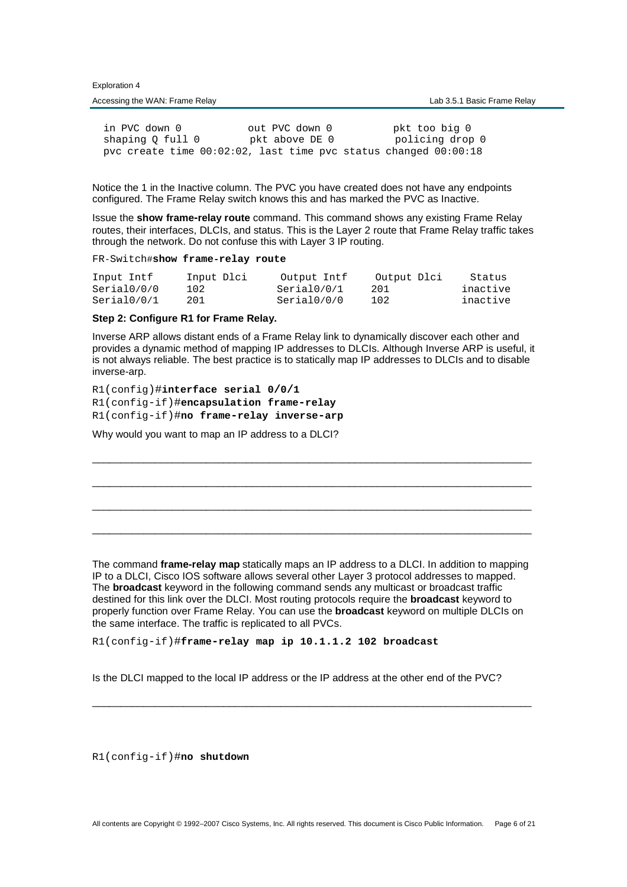```
  in PVC down 0           out PVC down 0          pkt too big 0
  shaping Q full 0        pkt above DE 0          policing drop 0
  pvc create time 00:02:02, last time pvc status changed 00:00:18
```

Notice the 1 in the Inactive column. The PVC you have created does not have any endpoints configured. The Frame Relay switch knows this and has marked the PVC as Inactive.

Issue the **show frame-relay route** command. This command shows any existing Frame Relay routes, their interfaces, DLCIs, and status. This is the Layer 2 route that Frame Relay traffic takes through the network. Do not confuse this with Layer 3 IP routing.

```
FR-Switch#show frame-relay route

Input Intf      Input Dlci      Output Intf     Output Dlci     Status
Serial0/0/0     102             Serial0/0/1     201             inactive
Serial0/0/1     201             Serial0/0/0     102             inactive
```

**Step 2: Configure R1 for Frame Relay.**

Inverse ARP allows distant ends of a Frame Relay link to dynamically discover each other and provides a dynamic method of mapping IP addresses to DLCIs. Although Inverse ARP is useful, it is not always reliable. The best practice is to statically map IP addresses to DLCIs and to disable inverse-arp.

```
R1(config)#interface serial 0/0/1
R1(config-if)#encapsulation frame-relay
R1(config-if)#no frame-relay inverse-arp
```

Why would you want to map an IP address to a DLCI?

_______________________________________________________________________________

_______________________________________________________________________________

_______________________________________________________________________________

_______________________________________________________________________________

The command **frame-relay map** statically maps an IP address to a DLCI. In addition to mapping IP to a DLCI, Cisco IOS software allows several other Layer 3 protocol addresses to mapped. The **broadcast** keyword in the following command sends any multicast or broadcast traffic destined for this link over the DLCI. Most routing protocols require the **broadcast** keyword to properly function over Frame Relay. You can use the **broadcast** keyword on multiple DLCIs on the same interface. The traffic is replicated to all PVCs.

```
R1(config-if)#frame-relay map ip 10.1.1.2 102 broadcast
```

Is the DLCI mapped to the local IP address or the IP address at the other end of the PVC?

_______________________________________________________________________________

```
R1(config-if)#no shutdown
```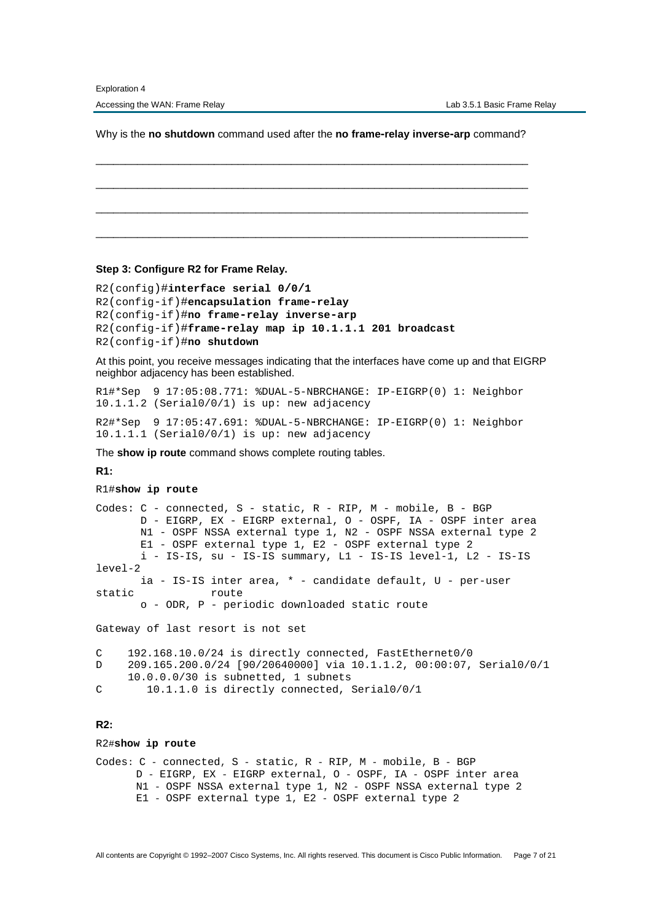Why is the **no shutdown** command used after the **no frame-relay inverse-arp** command?

_______________________________________________________________________________

_______________________________________________________________________________

_______________________________________________________________________________

_______________________________________________________________________________

**Step 3: Configure R2 for Frame Relay.**

```
R2(config)#interface serial 0/0/1
R2(config-if)#encapsulation frame-relay
R2(config-if)#no frame-relay inverse-arp
R2(config-if)#frame-relay map ip 10.1.1.1 201 broadcast
R2(config-if)#no shutdown
```

At this point, you receive messages indicating that the interfaces have come up and that EIGRP neighbor adjacency has been established.

```
R1#*Sep  9 17:05:08.771: %DUAL-5-NBRCHANGE: IP-EIGRP(0) 1: Neighbor
10.1.1.2 (Serial0/0/1) is up: new adjacency
```

```
R2#*Sep  9 17:05:47.691: %DUAL-5-NBRCHANGE: IP-EIGRP(0) 1: Neighbor
10.1.1.1 (Serial0/0/1) is up: new adjacency
```

The **show ip route** command shows complete routing tables.

**R1:**

```
R1#show ip route

Codes: C - connected, S - static, R - RIP, M - mobile, B - BGP
       D - EIGRP, EX - EIGRP external, O - OSPF, IA - OSPF inter area
       N1 - OSPF NSSA external type 1, N2 - OSPF NSSA external type 2
       E1 - OSPF external type 1, E2 - OSPF external type 2
       i - IS-IS, su - IS-IS summary, L1 - IS-IS level-1, L2 - IS-IS
level-2
       ia - IS-IS inter area, * - candidate default, U - per-user
static          route
       o - ODR, P - periodic downloaded static route

Gateway of last resort is not set

C    192.168.10.0/24 is directly connected, FastEthernet0/0
D    209.165.200.0/24 [90/20640000] via 10.1.1.2, 00:00:07, Serial0/0/1
     10.0.0.0/30 is subnetted, 1 subnets
C       10.1.1.0 is directly connected, Serial0/0/1
```

**R2:**

```
R2#show ip route

Codes: C - connected, S - static, R - RIP, M - mobile, B - BGP
      D - EIGRP, EX - EIGRP external, O - OSPF, IA - OSPF inter area
      N1 - OSPF NSSA external type 1, N2 - OSPF NSSA external type 2
      E1 - OSPF external type 1, E2 - OSPF external type 2
```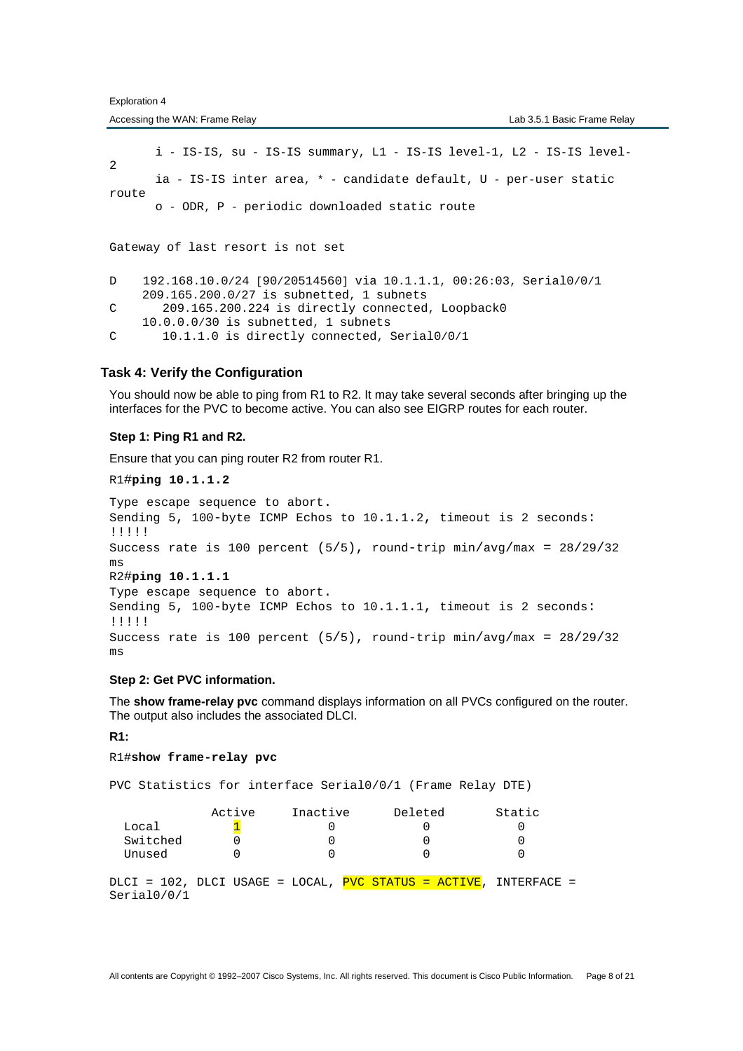```
       i - IS-IS, su - IS-IS summary, L1 - IS-IS level-1, L2 - IS-IS level-
2
       ia - IS-IS inter area, * - candidate default, U - per-user static
route
       o - ODR, P - periodic downloaded static route

Gateway of last resort is not set

D    192.168.10.0/24 [90/20514560] via 10.1.1.1, 00:26:03, Serial0/0/1
     209.165.200.0/27 is subnetted, 1 subnets
C       209.165.200.224 is directly connected, Loopback0
     10.0.0.0/30 is subnetted, 1 subnets
C       10.1.1.0 is directly connected, Serial0/0/1
```

### Task 4: Verify the Configuration

You should now be able to ping from R1 to R2. It may take several seconds after bringing up the interfaces for the PVC to become active. You can also see EIGRP routes for each router.

#### Step 1: Ping R1 and R2.

Ensure that you can ping router R2 from router R1.

```
R1#ping 10.1.1.2

Type escape sequence to abort.
Sending 5, 100-byte ICMP Echos to 10.1.1.2, timeout is 2 seconds:
!!!!!
Success rate is 100 percent (5/5), round-trip min/avg/max = 28/29/32
ms
R2#ping 10.1.1.1
Type escape sequence to abort.
Sending 5, 100-byte ICMP Echos to 10.1.1.1, timeout is 2 seconds:
!!!!!
Success rate is 100 percent (5/5), round-trip min/avg/max = 28/29/32
ms
```

#### Step 2: Get PVC information.

The **show frame-relay pvc** command displays information on all PVCs configured on the router. The output also includes the associated DLCI.

**R1:**

```
R1#show frame-relay pvc

PVC Statistics for interface Serial0/0/1 (Frame Relay DTE)

              Active     Inactive      Deleted       Static
  Local          1            0            0            0
  Switched       0            0            0            0
  Unused         0            0            0            0

DLCI = 102, DLCI USAGE = LOCAL, PVC STATUS = ACTIVE, INTERFACE =
Serial0/0/1
```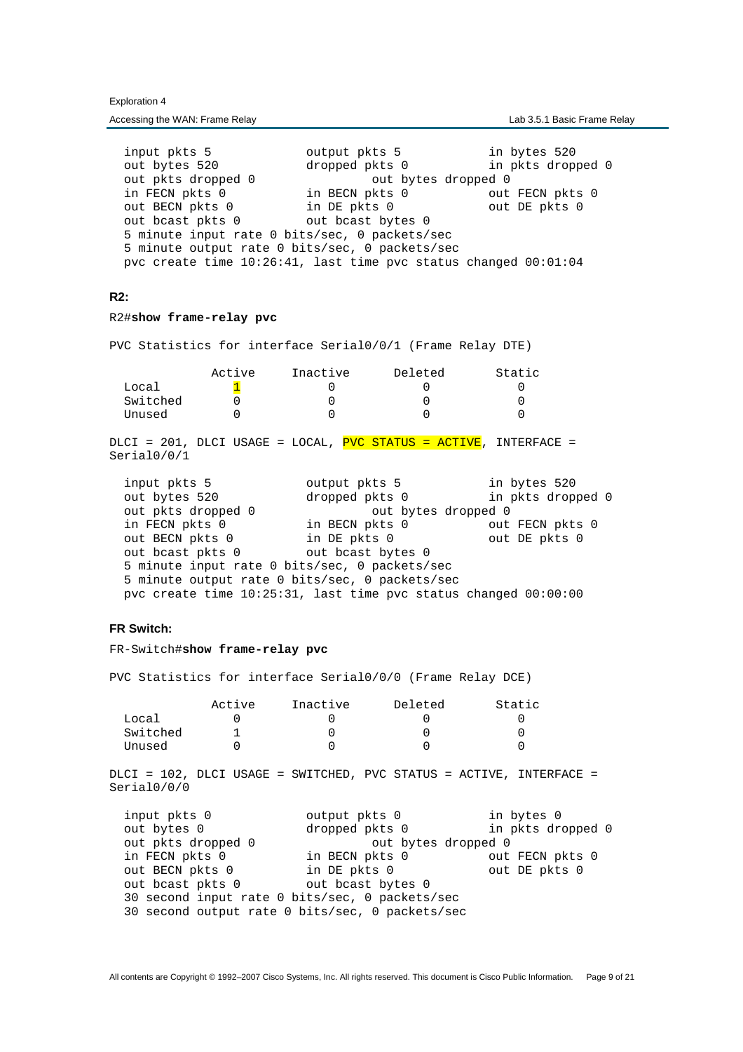```
  input pkts 5             output pkts 5            in bytes 520
  out bytes 520            dropped pkts 0           in pkts dropped 0
  out pkts dropped 0                out bytes dropped 0
  in FECN pkts 0           in BECN pkts 0           out FECN pkts 0
  out BECN pkts 0          in DE pkts 0             out DE pkts 0
  out bcast pkts 0         out bcast bytes 0
  5 minute input rate 0 bits/sec, 0 packets/sec
  5 minute output rate 0 bits/sec, 0 packets/sec
  pvc create time 10:26:41, last time pvc status changed 00:01:04
```

**R2:**

```
R2#show frame-relay pvc

PVC Statistics for interface Serial0/0/1 (Frame Relay DTE)

              Active     Inactive      Deleted       Static
  Local          1           0            0             0
  Switched       0           0            0             0
  Unused         0           0            0             0

DLCI = 201, DLCI USAGE = LOCAL, PVC STATUS = ACTIVE, INTERFACE =
Serial0/0/1

  input pkts 5             output pkts 5            in bytes 520
  out bytes 520            dropped pkts 0           in pkts dropped 0
  out pkts dropped 0                out bytes dropped 0
  in FECN pkts 0           in BECN pkts 0           out FECN pkts 0
  out BECN pkts 0          in DE pkts 0             out DE pkts 0
  out bcast pkts 0         out bcast bytes 0
  5 minute input rate 0 bits/sec, 0 packets/sec
  5 minute output rate 0 bits/sec, 0 packets/sec
  pvc create time 10:25:31, last time pvc status changed 00:00:00
```

**FR Switch:**

```
FR-Switch#show frame-relay pvc

PVC Statistics for interface Serial0/0/0 (Frame Relay DCE)

              Active     Inactive      Deleted       Static
  Local          0           0            0             0
  Switched       1           0            0             0
  Unused         0           0            0             0

DLCI = 102, DLCI USAGE = SWITCHED, PVC STATUS = ACTIVE, INTERFACE =
Serial0/0/0

  input pkts 0             output pkts 0            in bytes 0
  out bytes 0              dropped pkts 0           in pkts dropped 0
  out pkts dropped 0                out bytes dropped 0
  in FECN pkts 0           in BECN pkts 0           out FECN pkts 0
  out BECN pkts 0          in DE pkts 0             out DE pkts 0
  out bcast pkts 0         out bcast bytes 0
  30 second input rate 0 bits/sec, 0 packets/sec
  30 second output rate 0 bits/sec, 0 packets/sec
```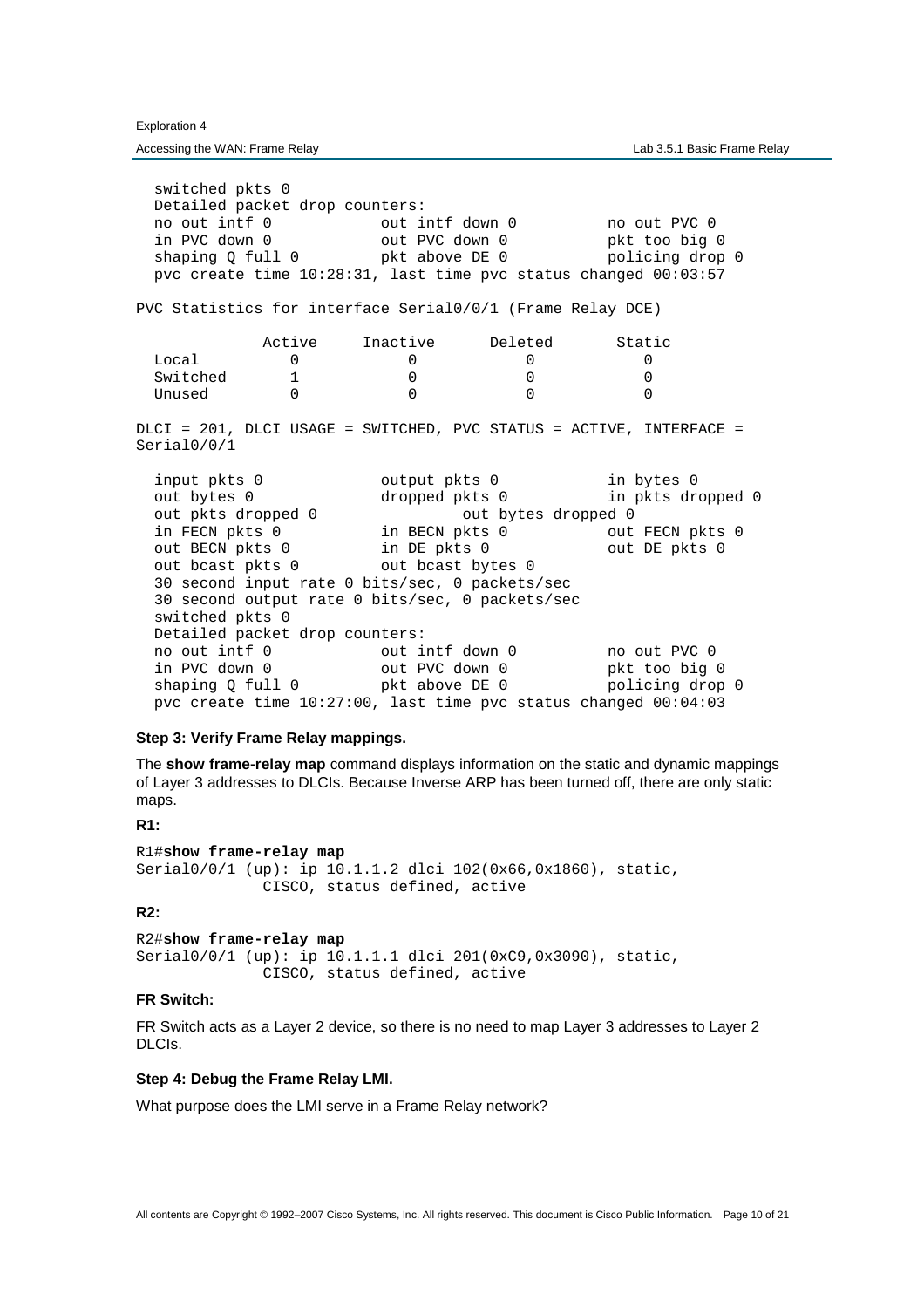```
  switched pkts 0
  Detailed packet drop counters:
  no out intf 0            out intf down 0          no out PVC 0
  in PVC down 0            out PVC down 0           pkt too big 0
  shaping Q full 0         pkt above DE 0           policing drop 0
  pvc create time 10:28:31, last time pvc status changed 00:03:57

PVC Statistics for interface Serial0/0/1 (Frame Relay DCE)

            Active     Inactive      Deleted       Static
  Local        0           0            0             0
  Switched     1           0            0             0
  Unused       0           0            0             0

DLCI = 201, DLCI USAGE = SWITCHED, PVC STATUS = ACTIVE, INTERFACE =
Serial0/0/1

  input pkts 0             output pkts 0            in bytes 0
  out bytes 0              dropped pkts 0           in pkts dropped 0
  out pkts dropped 0                out bytes dropped 0
  in FECN pkts 0           in BECN pkts 0           out FECN pkts 0
  out BECN pkts 0          in DE pkts 0             out DE pkts 0
  out bcast pkts 0         out bcast bytes 0
  30 second input rate 0 bits/sec, 0 packets/sec
  30 second output rate 0 bits/sec, 0 packets/sec
  switched pkts 0
  Detailed packet drop counters:
  no out intf 0            out intf down 0          no out PVC 0
  in PVC down 0            out PVC down 0           pkt too big 0
  shaping Q full 0         pkt above DE 0           policing drop 0
  pvc create time 10:27:00, last time pvc status changed 00:04:03
```

**Step 3: Verify Frame Relay mappings.**

The **show frame-relay map** command displays information on the static and dynamic mappings of Layer 3 addresses to DLCIs. Because Inverse ARP has been turned off, there are only static maps.

**R1:**

```
R1#show frame-relay map
Serial0/0/1 (up): ip 10.1.1.2 dlci 102(0x66,0x1860), static,
              CISCO, status defined, active
```

**R2:**

```
R2#show frame-relay map
Serial0/0/1 (up): ip 10.1.1.1 dlci 201(0xC9,0x3090), static,
              CISCO, status defined, active
```

**FR Switch:**

FR Switch acts as a Layer 2 device, so there is no need to map Layer 3 addresses to Layer 2 DLCIs.

**Step 4: Debug the Frame Relay LMI.**

What purpose does the LMI serve in a Frame Relay network?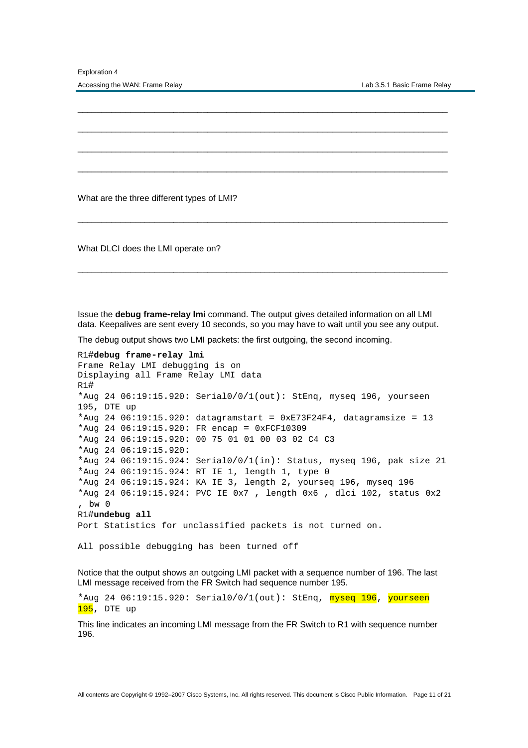______________________________________________________________________________

______________________________________________________________________________

______________________________________________________________________________

______________________________________________________________________________

What are the three different types of LMI?

______________________________________________________________________________

What DLCI does the LMI operate on?

______________________________________________________________________________

Issue the **debug frame-relay lmi** command. The output gives detailed information on all LMI data. Keepalives are sent every 10 seconds, so you may have to wait until you see any output.

The debug output shows two LMI packets: the first outgoing, the second incoming.

```
R1#debug frame-relay lmi
Frame Relay LMI debugging is on
Displaying all Frame Relay LMI data
R1#
*Aug 24 06:19:15.920: Serial0/0/1(out): StEnq, myseq 196, yourseen
195, DTE up
*Aug 24 06:19:15.920: datagramstart = 0xE73F24F4, datagramsize = 13
*Aug 24 06:19:15.920: FR encap = 0xFCF10309
*Aug 24 06:19:15.920: 00 75 01 01 00 03 02 C4 C3
*Aug 24 06:19:15.920:
*Aug 24 06:19:15.924: Serial0/0/1(in): Status, myseq 196, pak size 21
*Aug 24 06:19:15.924: RT IE 1, length 1, type 0
*Aug 24 06:19:15.924: KA IE 3, length 2, yourseq 196, myseq 196
*Aug 24 06:19:15.924: PVC IE 0x7 , length 0x6 , dlci 102, status 0x2
, bw 0
R1#undebug all
Port Statistics for unclassified packets is not turned on.

All possible debugging has been turned off
```

Notice that the output shows an outgoing LMI packet with a sequence number of 196. The last LMI message received from the FR Switch had sequence number 195.

```
*Aug 24 06:19:15.920: Serial0/0/1(out): StEnq, myseq 196, yourseen
195, DTE up
```

This line indicates an incoming LMI message from the FR Switch to R1 with sequence number 196.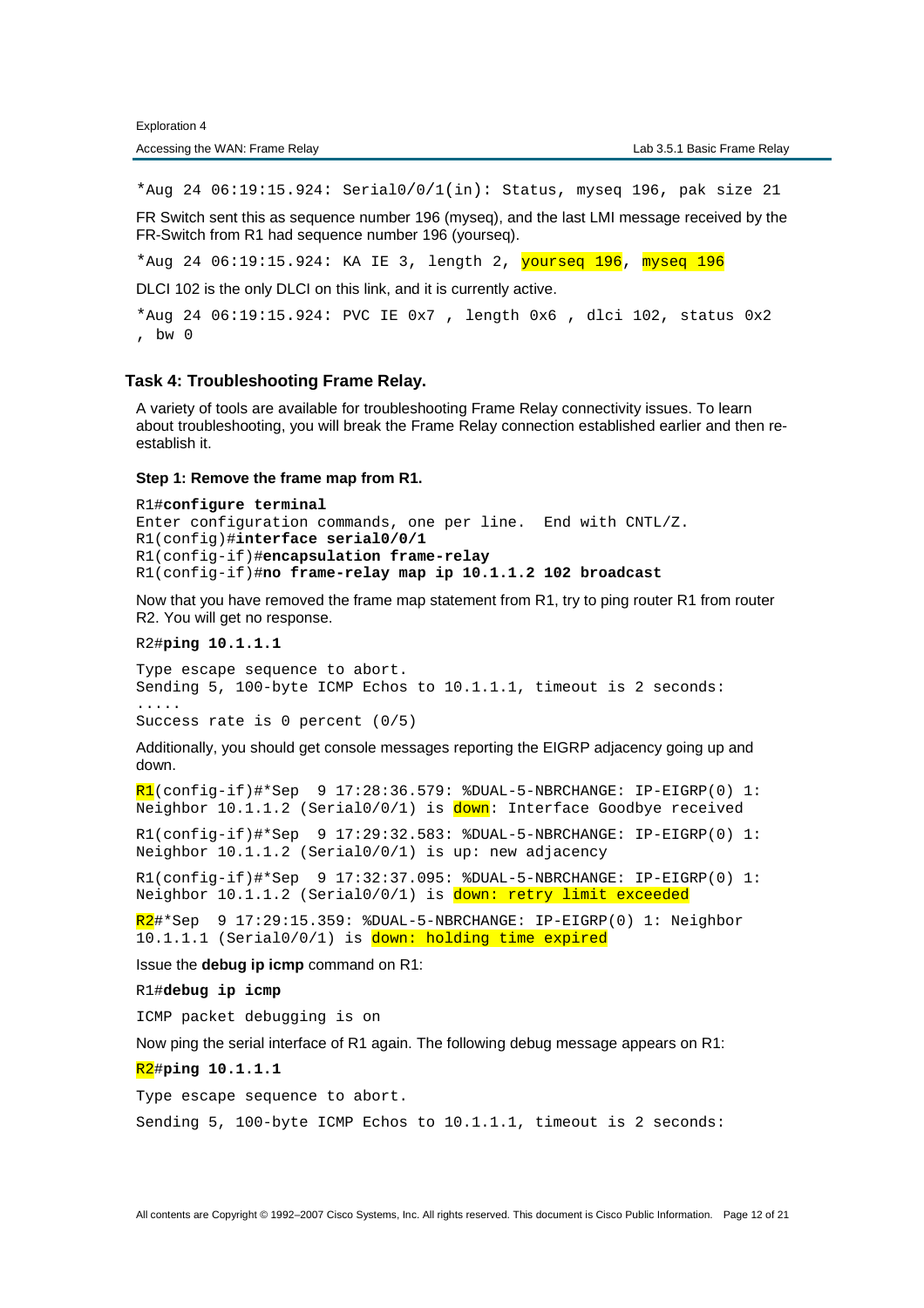```
*Aug 24 06:19:15.924: Serial0/0/1(in): Status, myseq 196, pak size 21
```

FR Switch sent this as sequence number 196 (myseq), and the last LMI message received by the FR-Switch from R1 had sequence number 196 (yourseq).

```
*Aug 24 06:19:15.924: KA IE 3, length 2, yourseq 196, myseq 196
```

DLCI 102 is the only DLCI on this link, and it is currently active.

```
*Aug 24 06:19:15.924: PVC IE 0x7 , length 0x6 , dlci 102, status 0x2
, bw 0
```

## Task 4: Troubleshooting Frame Relay.

A variety of tools are available for troubleshooting Frame Relay connectivity issues. To learn about troubleshooting, you will break the Frame Relay connection established earlier and then re-establish it.

### Step 1: Remove the frame map from R1.

```
R1#configure terminal
Enter configuration commands, one per line.  End with CNTL/Z.
R1(config)#interface serial0/0/1
R1(config-if)#encapsulation frame-relay
R1(config-if)#no frame-relay map ip 10.1.1.2 102 broadcast
```

Now that you have removed the frame map statement from R1, try to ping router R1 from router R2. You will get no response.

```
R2#ping 10.1.1.1

Type escape sequence to abort.
Sending 5, 100-byte ICMP Echos to 10.1.1.1, timeout is 2 seconds:
.....
Success rate is 0 percent (0/5)
```

Additionally, you should get console messages reporting the EIGRP adjacency going up and down.

```
R1(config-if)#*Sep  9 17:28:36.579: %DUAL-5-NBRCHANGE: IP-EIGRP(0) 1:
Neighbor 10.1.1.2 (Serial0/0/1) is down: Interface Goodbye received

R1(config-if)#*Sep  9 17:29:32.583: %DUAL-5-NBRCHANGE: IP-EIGRP(0) 1:
Neighbor 10.1.1.2 (Serial0/0/1) is up: new adjacency

R1(config-if)#*Sep  9 17:32:37.095: %DUAL-5-NBRCHANGE: IP-EIGRP(0) 1:
Neighbor 10.1.1.2 (Serial0/0/1) is down: retry limit exceeded

R2#*Sep  9 17:29:15.359: %DUAL-5-NBRCHANGE: IP-EIGRP(0) 1: Neighbor
10.1.1.1 (Serial0/0/1) is down: holding time expired
```

Issue the **debug ip icmp** command on R1:

```
R1#debug ip icmp

ICMP packet debugging is on
```

Now ping the serial interface of R1 again. The following debug message appears on R1:

```
R2#ping 10.1.1.1

Type escape sequence to abort.

Sending 5, 100-byte ICMP Echos to 10.1.1.1, timeout is 2 seconds:
```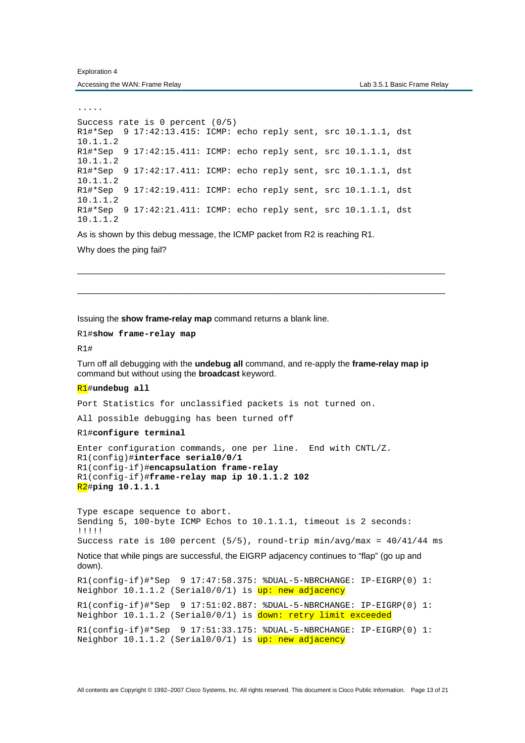```
.....
Success rate is 0 percent (0/5)
R1#*Sep  9 17:42:13.415: ICMP: echo reply sent, src 10.1.1.1, dst
10.1.1.2
R1#*Sep  9 17:42:15.411: ICMP: echo reply sent, src 10.1.1.1, dst
10.1.1.2
R1#*Sep  9 17:42:17.411: ICMP: echo reply sent, src 10.1.1.1, dst
10.1.1.2
R1#*Sep  9 17:42:19.411: ICMP: echo reply sent, src 10.1.1.1, dst
10.1.1.2
R1#*Sep  9 17:42:21.411: ICMP: echo reply sent, src 10.1.1.1, dst
10.1.1.2
```

As is shown by this debug message, the ICMP packet from R2 is reaching R1.

Why does the ping fail?

_______________________________________________________________________________

_______________________________________________________________________________

Issuing the **show frame-relay map** command returns a blank line.

```
R1#show frame-relay map
R1#
```

Turn off all debugging with the **undebug all** command, and re-apply the **frame-relay map ip** command but without using the **broadcast** keyword.

```
R1#undebug all
Port Statistics for unclassified packets is not turned on.
All possible debugging has been turned off
R1#configure terminal
Enter configuration commands, one per line.  End with CNTL/Z.
R1(config)#interface serial0/0/1
R1(config-if)#encapsulation frame-relay
R1(config-if)#frame-relay map ip 10.1.1.2 102
R2#ping 10.1.1.1

Type escape sequence to abort.
Sending 5, 100-byte ICMP Echos to 10.1.1.1, timeout is 2 seconds:
!!!!!
Success rate is 100 percent (5/5), round-trip min/avg/max = 40/41/44 ms
```

Notice that while pings are successful, the EIGRP adjacency continues to "flap" (go up and down).

```
R1(config-if)#*Sep  9 17:47:58.375: %DUAL-5-NBRCHANGE: IP-EIGRP(0) 1:
Neighbor 10.1.1.2 (Serial0/0/1) is up: new adjacency
R1(config-if)#*Sep  9 17:51:02.887: %DUAL-5-NBRCHANGE: IP-EIGRP(0) 1:
Neighbor 10.1.1.2 (Serial0/0/1) is down: retry limit exceeded
R1(config-if)#*Sep  9 17:51:33.175: %DUAL-5-NBRCHANGE: IP-EIGRP(0) 1:
Neighbor 10.1.1.2 (Serial0/0/1) is up: new adjacency
```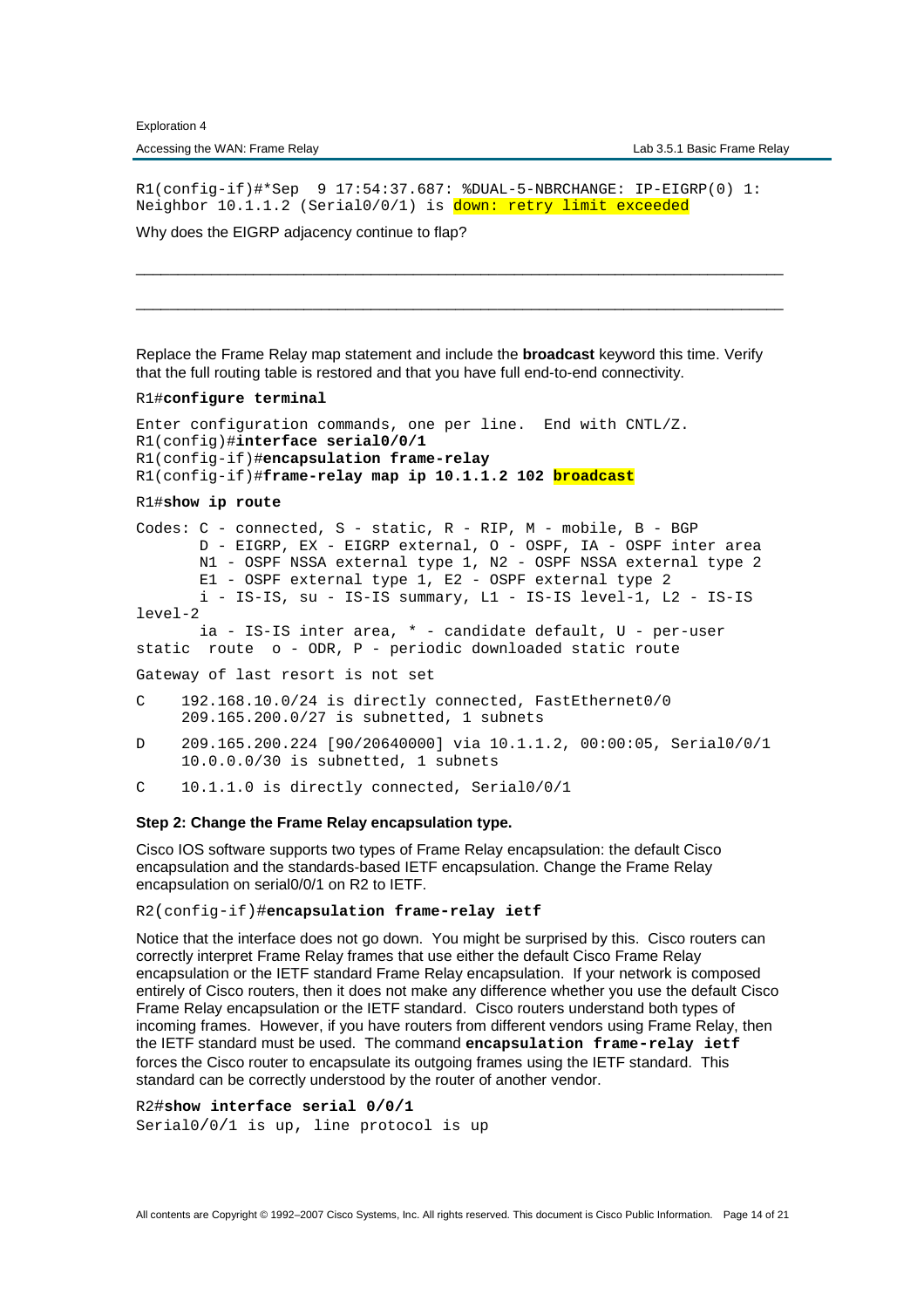```
R1(config-if)#*Sep  9 17:54:37.687: %DUAL-5-NBRCHANGE: IP-EIGRP(0) 1: 
Neighbor 10.1.1.2 (Serial0/0/1) is down: retry limit exceeded
```

Why does the EIGRP adjacency continue to flap?

____________________________________________________________________________

____________________________________________________________________________

Replace the Frame Relay map statement and include the **broadcast** keyword this time. Verify that the full routing table is restored and that you have full end-to-end connectivity.

```
R1#configure terminal
Enter configuration commands, one per line.  End with CNTL/Z.
R1(config)#interface serial0/0/1
R1(config-if)#encapsulation frame-relay
R1(config-if)#frame-relay map ip 10.1.1.2 102 broadcast
```

```
R1#show ip route
Codes: C - connected, S - static, R - RIP, M - mobile, B - BGP
       D - EIGRP, EX - EIGRP external, O - OSPF, IA - OSPF inter area
       N1 - OSPF NSSA external type 1, N2 - OSPF NSSA external type 2
       E1 - OSPF external type 1, E2 - OSPF external type 2
       i - IS-IS, su - IS-IS summary, L1 - IS-IS level-1, L2 - IS-IS 
level-2
       ia - IS-IS inter area, * - candidate default, U - per-user 
static  route  o - ODR, P - periodic downloaded static route

Gateway of last resort is not set

C    192.168.10.0/24 is directly connected, FastEthernet0/0
     209.165.200.0/27 is subnetted, 1 subnets
D    209.165.200.224 [90/20640000] via 10.1.1.2, 00:00:05, Serial0/0/1
     10.0.0.0/30 is subnetted, 1 subnets
C    10.1.1.0 is directly connected, Serial0/0/1
```

**Step 2: Change the Frame Relay encapsulation type.**

Cisco IOS software supports two types of Frame Relay encapsulation: the default Cisco encapsulation and the standards-based IETF encapsulation. Change the Frame Relay encapsulation on serial0/0/1 on R2 to IETF.

```
R2(config-if)#encapsulation frame-relay ietf
```

Notice that the interface does not go down. You might be surprised by this. Cisco routers can correctly interpret Frame Relay frames that use either the default Cisco Frame Relay encapsulation or the IETF standard Frame Relay encapsulation. If your network is composed entirely of Cisco routers, then it does not make any difference whether you use the default Cisco Frame Relay encapsulation or the IETF standard. Cisco routers understand both types of incoming frames. However, if you have routers from different vendors using Frame Relay, then the IETF standard must be used. The command **`encapsulation frame-relay ietf`** forces the Cisco router to encapsulate its outgoing frames using the IETF standard. This standard can be correctly understood by the router of another vendor.

```
R2#show interface serial 0/0/1
Serial0/0/1 is up, line protocol is up
```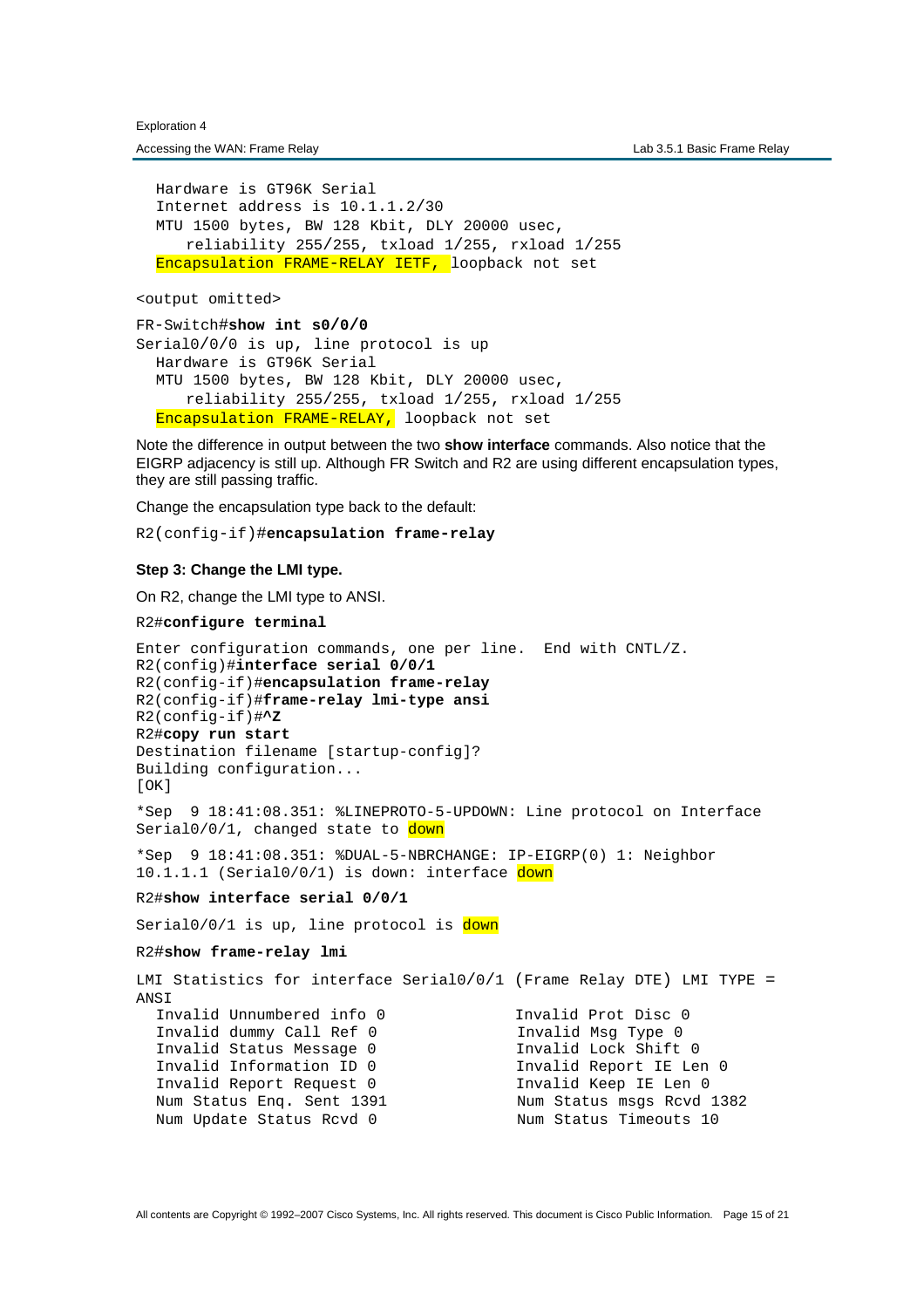```
  Hardware is GT96K Serial
  Internet address is 10.1.1.2/30
  MTU 1500 bytes, BW 128 Kbit, DLY 20000 usec,
     reliability 255/255, txload 1/255, rxload 1/255
  Encapsulation FRAME-RELAY IETF, loopback not set
```

```
<output omitted>
```

```
FR-Switch#show int s0/0/0
Serial0/0/0 is up, line protocol is up
  Hardware is GT96K Serial
  MTU 1500 bytes, BW 128 Kbit, DLY 20000 usec,
     reliability 255/255, txload 1/255, rxload 1/255
  Encapsulation FRAME-RELAY, loopback not set
```

Note the difference in output between the two **show interface** commands. Also notice that the EIGRP adjacency is still up. Although FR Switch and R2 are using different encapsulation types, they are still passing traffic.

Change the encapsulation type back to the default:

```
R2(config-if)#encapsulation frame-relay
```

### Step 3: Change the LMI type.

On R2, change the LMI type to ANSI.

```
R2#configure terminal
```

```
Enter configuration commands, one per line.  End with CNTL/Z.
R2(config)#interface serial 0/0/1
R2(config-if)#encapsulation frame-relay
R2(config-if)#frame-relay lmi-type ansi
R2(config-if)#^Z
R2#copy run start
Destination filename [startup-config]?
Building configuration...
[OK]
```

```
*Sep  9 18:41:08.351: %LINEPROTO-5-UPDOWN: Line protocol on Interface
Serial0/0/1, changed state to down
```

```
*Sep  9 18:41:08.351: %DUAL-5-NBRCHANGE: IP-EIGRP(0) 1: Neighbor
10.1.1.1 (Serial0/0/1) is down: interface down
```

```
R2#show interface serial 0/0/1
```

```
Serial0/0/1 is up, line protocol is down
```

```
R2#show frame-relay lmi
```

```
LMI Statistics for interface Serial0/0/1 (Frame Relay DTE) LMI TYPE =
ANSI
  Invalid Unnumbered info 0              Invalid Prot Disc 0
  Invalid dummy Call Ref 0               Invalid Msg Type 0
  Invalid Status Message 0               Invalid Lock Shift 0
  Invalid Information ID 0               Invalid Report IE Len 0
  Invalid Report Request 0               Invalid Keep IE Len 0
  Num Status Enq. Sent 1391              Num Status msgs Rcvd 1382
  Num Update Status Rcvd 0               Num Status Timeouts 10
```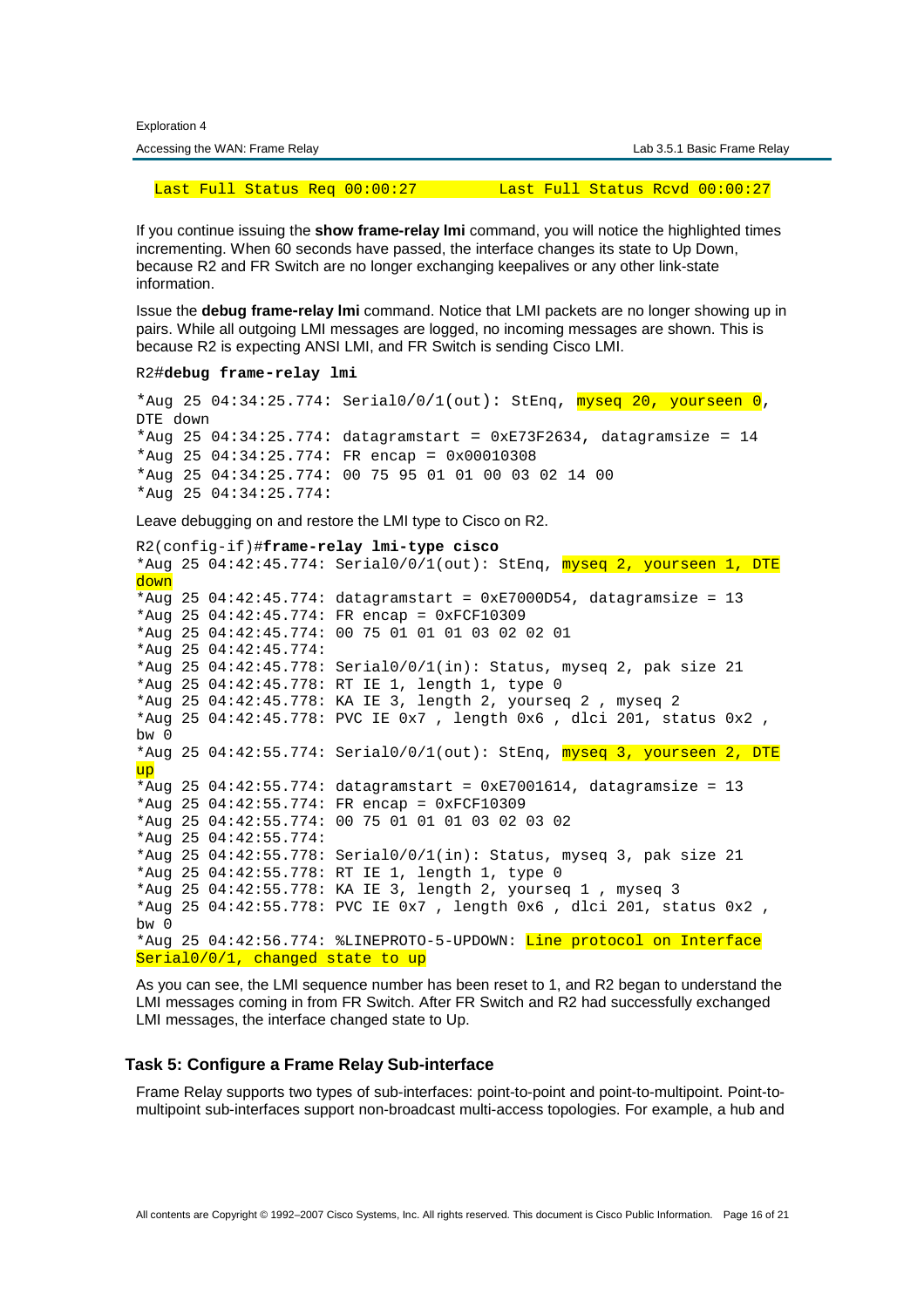```
Last Full Status Req 00:00:27        Last Full Status Rcvd 00:00:27
```

If you continue issuing the **show frame-relay lmi** command, you will notice the highlighted times incrementing. When 60 seconds have passed, the interface changes its state to Up Down, because R2 and FR Switch are no longer exchanging keepalives or any other link-state information.

Issue the **debug frame-relay lmi** command. Notice that LMI packets are no longer showing up in pairs. While all outgoing LMI messages are logged, no incoming messages are shown. This is because R2 is expecting ANSI LMI, and FR Switch is sending Cisco LMI.

```
R2#debug frame-relay lmi
```

```
*Aug 25 04:34:25.774: Serial0/0/1(out): StEnq, myseq 20, yourseen 0, DTE down
*Aug 25 04:34:25.774: datagramstart = 0xE73F2634, datagramsize = 14
*Aug 25 04:34:25.774: FR encap = 0x00010308
*Aug 25 04:34:25.774: 00 75 95 01 01 00 03 02 14 00
*Aug 25 04:34:25.774:
```

Leave debugging on and restore the LMI type to Cisco on R2.

```
R2(config-if)#frame-relay lmi-type cisco
*Aug 25 04:42:45.774: Serial0/0/1(out): StEnq, myseq 2, yourseen 1, DTE down
*Aug 25 04:42:45.774: datagramstart = 0xE7000D54, datagramsize = 13
*Aug 25 04:42:45.774: FR encap = 0xFCF10309
*Aug 25 04:42:45.774: 00 75 01 01 01 03 02 02 01
*Aug 25 04:42:45.774:
*Aug 25 04:42:45.778: Serial0/0/1(in): Status, myseq 2, pak size 21
*Aug 25 04:42:45.778: RT IE 1, length 1, type 0
*Aug 25 04:42:45.778: KA IE 3, length 2, yourseq 2 , myseq 2
*Aug 25 04:42:45.778: PVC IE 0x7 , length 0x6 , dlci 201, status 0x2 , bw 0
*Aug 25 04:42:55.774: Serial0/0/1(out): StEnq, myseq 3, yourseen 2, DTE up
*Aug 25 04:42:55.774: datagramstart = 0xE7001614, datagramsize = 13
*Aug 25 04:42:55.774: FR encap = 0xFCF10309
*Aug 25 04:42:55.774: 00 75 01 01 01 03 02 03 02
*Aug 25 04:42:55.774:
*Aug 25 04:42:55.778: Serial0/0/1(in): Status, myseq 3, pak size 21
*Aug 25 04:42:55.778: RT IE 1, length 1, type 0
*Aug 25 04:42:55.778: KA IE 3, length 2, yourseq 1 , myseq 3
*Aug 25 04:42:55.778: PVC IE 0x7 , length 0x6 , dlci 201, status 0x2 , bw 0
*Aug 25 04:42:56.774: %LINEPROTO-5-UPDOWN: Line protocol on Interface Serial0/0/1, changed state to up
```

As you can see, the LMI sequence number has been reset to 1, and R2 began to understand the LMI messages coming in from FR Switch. After FR Switch and R2 had successfully exchanged LMI messages, the interface changed state to Up.

### Task 5: Configure a Frame Relay Sub-interface

Frame Relay supports two types of sub-interfaces: point-to-point and point-to-multipoint. Point-to-multipoint sub-interfaces support non-broadcast multi-access topologies. For example, a hub and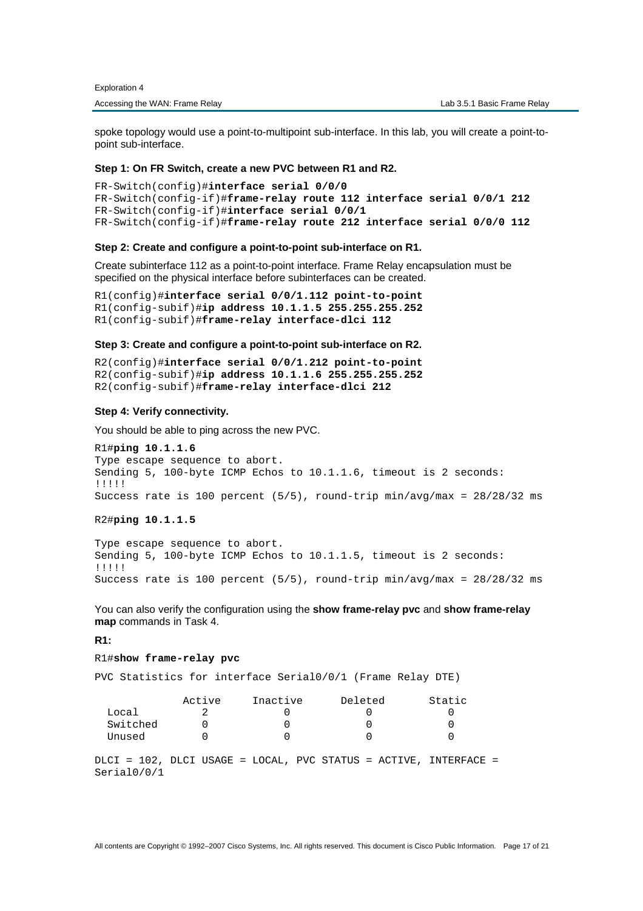spoke topology would use a point-to-multipoint sub-interface. In this lab, you will create a point-to-point sub-interface.

**Step 1: On FR Switch, create a new PVC between R1 and R2.**

```
FR-Switch(config)#interface serial 0/0/0
FR-Switch(config-if)#frame-relay route 112 interface serial 0/0/1 212
FR-Switch(config-if)#interface serial 0/0/1
FR-Switch(config-if)#frame-relay route 212 interface serial 0/0/0 112
```

**Step 2: Create and configure a point-to-point sub-interface on R1.**

Create subinterface 112 as a point-to-point interface. Frame Relay encapsulation must be specified on the physical interface before subinterfaces can be created.

```
R1(config)#interface serial 0/0/1.112 point-to-point
R1(config-subif)#ip address 10.1.1.5 255.255.255.252
R1(config-subif)#frame-relay interface-dlci 112
```

**Step 3: Create and configure a point-to-point sub-interface on R2.**

```
R2(config)#interface serial 0/0/1.212 point-to-point
R2(config-subif)#ip address 10.1.1.6 255.255.255.252
R2(config-subif)#frame-relay interface-dlci 212
```

**Step 4: Verify connectivity.**

You should be able to ping across the new PVC.

```
R1#ping 10.1.1.6
Type escape sequence to abort.
Sending 5, 100-byte ICMP Echos to 10.1.1.6, timeout is 2 seconds:
!!!!!
Success rate is 100 percent (5/5), round-trip min/avg/max = 28/28/32 ms
```

```
R2#ping 10.1.1.5

Type escape sequence to abort.
Sending 5, 100-byte ICMP Echos to 10.1.1.5, timeout is 2 seconds:
!!!!!
Success rate is 100 percent (5/5), round-trip min/avg/max = 28/28/32 ms
```

You can also verify the configuration using the **show frame-relay pvc** and **show frame-relay map** commands in Task 4.

**R1:**

```
R1#show frame-relay pvc

PVC Statistics for interface Serial0/0/1 (Frame Relay DTE)

            Active    Inactive    Deleted     Static
  Local        2          0          0          0
  Switched     0          0          0          0
  Unused       0          0          0          0

DLCI = 102, DLCI USAGE = LOCAL, PVC STATUS = ACTIVE, INTERFACE =
Serial0/0/1
```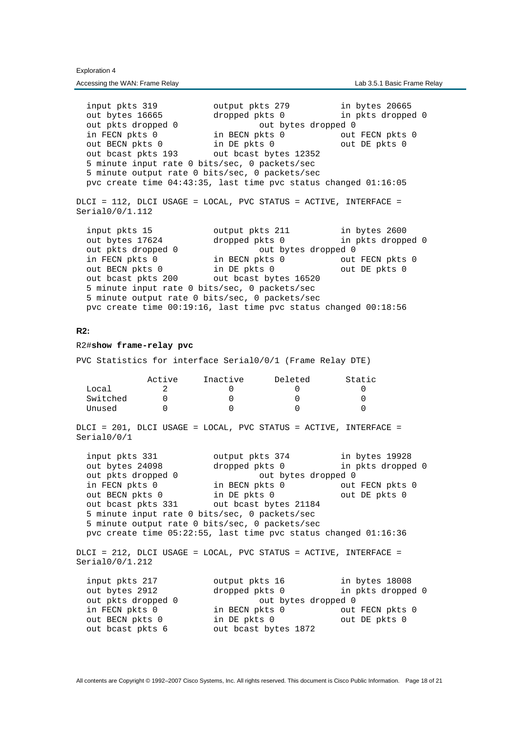```
  input pkts 319           output pkts 279          in bytes 20665
  out bytes 16665          dropped pkts 0           in pkts dropped 0
  out pkts dropped 0                out bytes dropped 0
  in FECN pkts 0           in BECN pkts 0           out FECN pkts 0
  out BECN pkts 0          in DE pkts 0             out DE pkts 0
  out bcast pkts 193       out bcast bytes 12352
  5 minute input rate 0 bits/sec, 0 packets/sec
  5 minute output rate 0 bits/sec, 0 packets/sec
  pvc create time 04:43:35, last time pvc status changed 01:16:05

DLCI = 112, DLCI USAGE = LOCAL, PVC STATUS = ACTIVE, INTERFACE =
Serial0/0/1.112

  input pkts 15            output pkts 211          in bytes 2600
  out bytes 17624          dropped pkts 0           in pkts dropped 0
  out pkts dropped 0                out bytes dropped 0
  in FECN pkts 0           in BECN pkts 0           out FECN pkts 0
  out BECN pkts 0          in DE pkts 0             out DE pkts 0
  out bcast pkts 200       out bcast bytes 16520
  5 minute input rate 0 bits/sec, 0 packets/sec
  5 minute output rate 0 bits/sec, 0 packets/sec
  pvc create time 00:19:16, last time pvc status changed 00:18:56
```

**R2:**

```
R2#show frame-relay pvc

PVC Statistics for interface Serial0/0/1 (Frame Relay DTE)

              Active     Inactive      Deleted       Static
  Local          2            0            0            0
  Switched       0            0            0            0
  Unused         0            0            0            0

DLCI = 201, DLCI USAGE = LOCAL, PVC STATUS = ACTIVE, INTERFACE =
Serial0/0/1

  input pkts 331           output pkts 374          in bytes 19928
  out bytes 24098          dropped pkts 0           in pkts dropped 0
  out pkts dropped 0                out bytes dropped 0
  in FECN pkts 0           in BECN pkts 0           out FECN pkts 0
  out BECN pkts 0          in DE pkts 0             out DE pkts 0
  out bcast pkts 331       out bcast bytes 21184
  5 minute input rate 0 bits/sec, 0 packets/sec
  5 minute output rate 0 bits/sec, 0 packets/sec
  pvc create time 05:22:55, last time pvc status changed 01:16:36

DLCI = 212, DLCI USAGE = LOCAL, PVC STATUS = ACTIVE, INTERFACE =
Serial0/0/1.212

  input pkts 217           output pkts 16           in bytes 18008
  out bytes 2912           dropped pkts 0           in pkts dropped 0
  out pkts dropped 0                out bytes dropped 0
  in FECN pkts 0           in BECN pkts 0           out FECN pkts 0
  out BECN pkts 0          in DE pkts 0             out DE pkts 0
  out bcast pkts 6         out bcast bytes 1872
```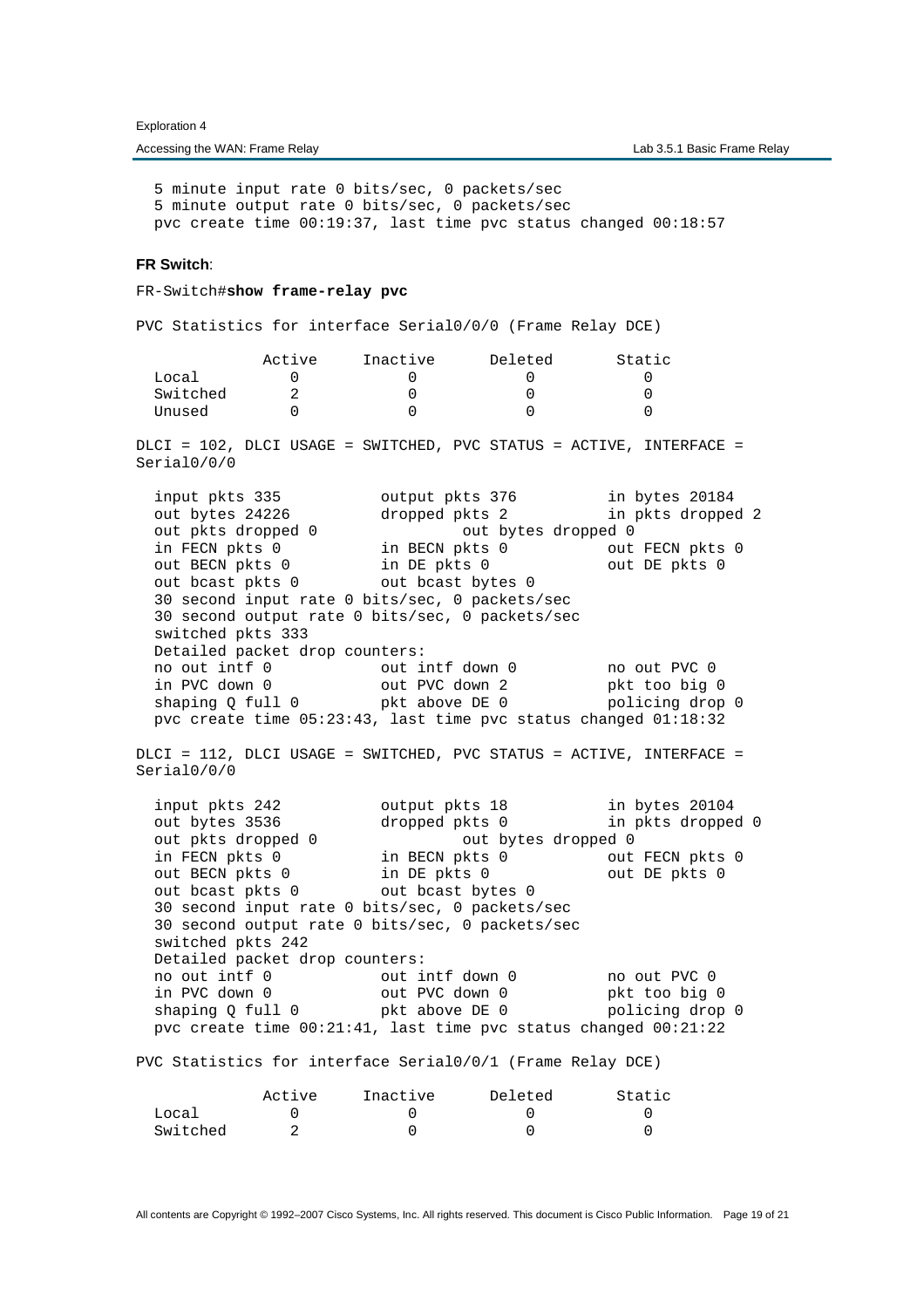```
  5 minute input rate 0 bits/sec, 0 packets/sec
  5 minute output rate 0 bits/sec, 0 packets/sec
  pvc create time 00:19:37, last time pvc status changed 00:18:57
```

**FR Switch**:

```
FR-Switch#show frame-relay pvc

PVC Statistics for interface Serial0/0/0 (Frame Relay DCE)

              Active     Inactive      Deleted       Static
  Local          0            0            0            0
  Switched       2            0            0            0
  Unused         0            0            0            0

DLCI = 102, DLCI USAGE = SWITCHED, PVC STATUS = ACTIVE, INTERFACE =
Serial0/0/0

  input pkts 335           output pkts 376          in bytes 20184
  out bytes 24226          dropped pkts 2           in pkts dropped 2
  out pkts dropped 0                out bytes dropped 0
  in FECN pkts 0           in BECN pkts 0           out FECN pkts 0
  out BECN pkts 0          in DE pkts 0             out DE pkts 0
  out bcast pkts 0         out bcast bytes 0
  30 second input rate 0 bits/sec, 0 packets/sec
  30 second output rate 0 bits/sec, 0 packets/sec
  switched pkts 333
  Detailed packet drop counters:
  no out intf 0            out intf down 0          no out PVC 0
  in PVC down 0            out PVC down 2           pkt too big 0
  shaping Q full 0         pkt above DE 0           policing drop 0
  pvc create time 05:23:43, last time pvc status changed 01:18:32

DLCI = 112, DLCI USAGE = SWITCHED, PVC STATUS = ACTIVE, INTERFACE =
Serial0/0/0

  input pkts 242           output pkts 18           in bytes 20104
  out bytes 3536           dropped pkts 0           in pkts dropped 0
  out pkts dropped 0                out bytes dropped 0
  in FECN pkts 0           in BECN pkts 0           out FECN pkts 0
  out BECN pkts 0          in DE pkts 0             out DE pkts 0
  out bcast pkts 0         out bcast bytes 0
  30 second input rate 0 bits/sec, 0 packets/sec
  30 second output rate 0 bits/sec, 0 packets/sec
  switched pkts 242
  Detailed packet drop counters:
  no out intf 0            out intf down 0          no out PVC 0
  in PVC down 0            out PVC down 0           pkt too big 0
  shaping Q full 0         pkt above DE 0           policing drop 0
  pvc create time 00:21:41, last time pvc status changed 00:21:22

PVC Statistics for interface Serial0/0/1 (Frame Relay DCE)

              Active     Inactive      Deleted       Static
  Local          0            0            0            0
  Switched       2            0            0            0
```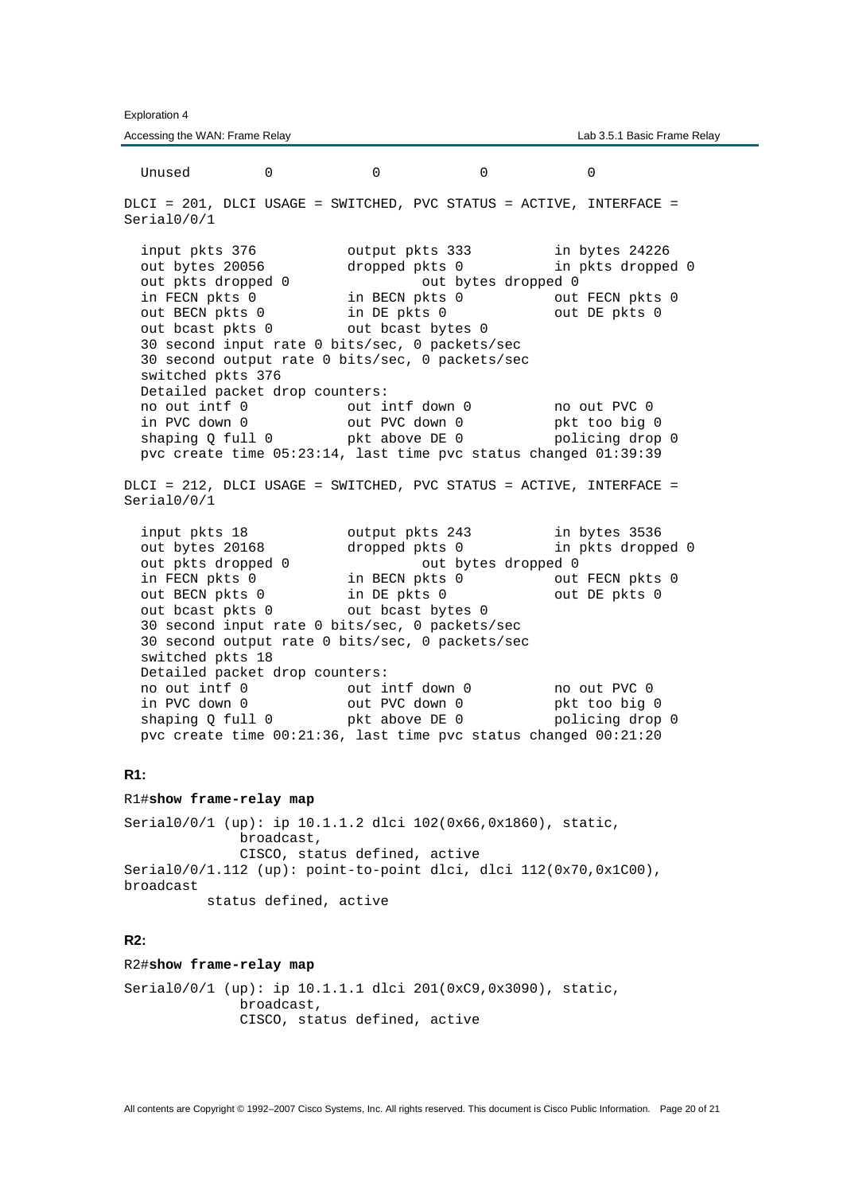```
  Unused         0            0            0            0

DLCI = 201, DLCI USAGE = SWITCHED, PVC STATUS = ACTIVE, INTERFACE =
Serial0/0/1

  input pkts 376           output pkts 333          in bytes 24226
  out bytes 20056          dropped pkts 0           in pkts dropped 0
  out pkts dropped 0                out bytes dropped 0
  in FECN pkts 0           in BECN pkts 0           out FECN pkts 0
  out BECN pkts 0          in DE pkts 0             out DE pkts 0
  out bcast pkts 0         out bcast bytes 0
  30 second input rate 0 bits/sec, 0 packets/sec
  30 second output rate 0 bits/sec, 0 packets/sec
  switched pkts 376
  Detailed packet drop counters:
  no out intf 0            out intf down 0          no out PVC 0
  in PVC down 0            out PVC down 0           pkt too big 0
  shaping Q full 0         pkt above DE 0           policing drop 0
  pvc create time 05:23:14, last time pvc status changed 01:39:39

DLCI = 212, DLCI USAGE = SWITCHED, PVC STATUS = ACTIVE, INTERFACE =
Serial0/0/1

  input pkts 18            output pkts 243          in bytes 3536
  out bytes 20168          dropped pkts 0           in pkts dropped 0
  out pkts dropped 0                out bytes dropped 0
  in FECN pkts 0           in BECN pkts 0           out FECN pkts 0
  out BECN pkts 0          in DE pkts 0             out DE pkts 0
  out bcast pkts 0         out bcast bytes 0
  30 second input rate 0 bits/sec, 0 packets/sec
  30 second output rate 0 bits/sec, 0 packets/sec
  switched pkts 18
  Detailed packet drop counters:
  no out intf 0            out intf down 0          no out PVC 0
  in PVC down 0            out PVC down 0           pkt too big 0
  shaping Q full 0         pkt above DE 0           policing drop 0
  pvc create time 00:21:36, last time pvc status changed 00:21:20
```

**R1:**

```
R1#show frame-relay map
Serial0/0/1 (up): ip 10.1.1.2 dlci 102(0x66,0x1860), static,
              broadcast,
              CISCO, status defined, active
Serial0/0/1.112 (up): point-to-point dlci, dlci 112(0x70,0x1C00),
broadcast
          status defined, active
```

**R2:**

```
R2#show frame-relay map
Serial0/0/1 (up): ip 10.1.1.1 dlci 201(0xC9,0x3090), static,
              broadcast,
              CISCO, status defined, active
```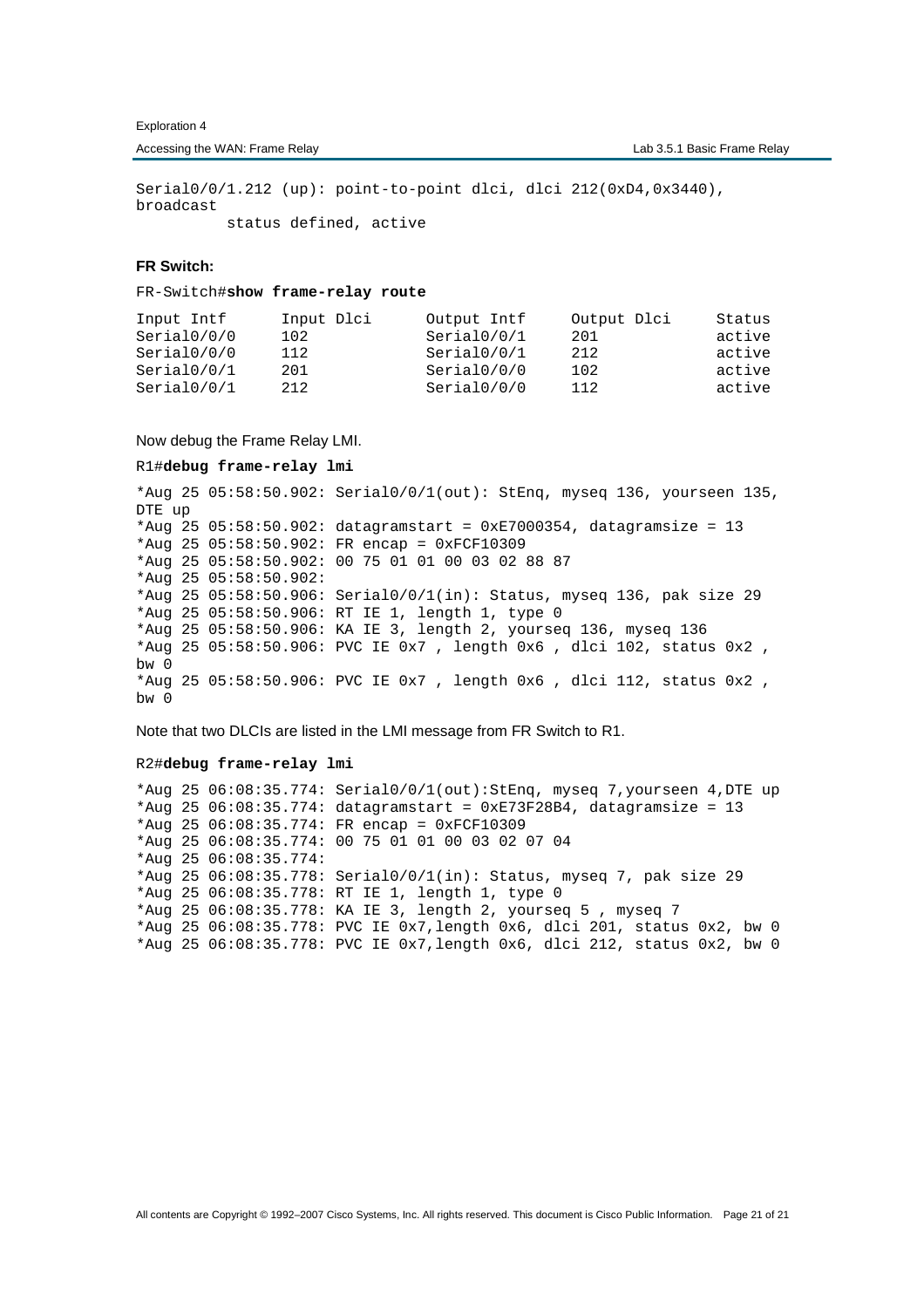```
Serial0/0/1.212 (up): point-to-point dlci, dlci 212(0xD4,0x3440),
broadcast
          status defined, active
```

**FR Switch:**

FR-Switch#**show frame-relay route**

```
Input Intf      Input Dlci      Output Intf     Output Dlci     Status
Serial0/0/0     102             Serial0/0/1     201             active
Serial0/0/0     112             Serial0/0/1     212             active
Serial0/0/1     201             Serial0/0/0     102             active
Serial0/0/1     212             Serial0/0/0     112             active
```

Now debug the Frame Relay LMI.

R1#**debug frame-relay lmi**

```
*Aug 25 05:58:50.902: Serial0/0/1(out): StEnq, myseq 136, yourseen 135,
DTE up
*Aug 25 05:58:50.902: datagramstart = 0xE7000354, datagramsize = 13
*Aug 25 05:58:50.902: FR encap = 0xFCF10309
*Aug 25 05:58:50.902: 00 75 01 01 00 03 02 88 87
*Aug 25 05:58:50.902:
*Aug 25 05:58:50.906: Serial0/0/1(in): Status, myseq 136, pak size 29
*Aug 25 05:58:50.906: RT IE 1, length 1, type 0
*Aug 25 05:58:50.906: KA IE 3, length 2, yourseq 136, myseq 136
*Aug 25 05:58:50.906: PVC IE 0x7 , length 0x6 , dlci 102, status 0x2 ,
bw 0
*Aug 25 05:58:50.906: PVC IE 0x7 , length 0x6 , dlci 112, status 0x2 ,
bw 0
```

Note that two DLCIs are listed in the LMI message from FR Switch to R1.

R2#**debug frame-relay lmi**

```
*Aug 25 06:08:35.774: Serial0/0/1(out):StEnq, myseq 7,yourseen 4,DTE up
*Aug 25 06:08:35.774: datagramstart = 0xE73F28B4, datagramsize = 13
*Aug 25 06:08:35.774: FR encap = 0xFCF10309
*Aug 25 06:08:35.774: 00 75 01 01 00 03 02 07 04
*Aug 25 06:08:35.774:
*Aug 25 06:08:35.778: Serial0/0/1(in): Status, myseq 7, pak size 29
*Aug 25 06:08:35.778: RT IE 1, length 1, type 0
*Aug 25 06:08:35.778: KA IE 3, length 2, yourseq 5 , myseq 7
*Aug 25 06:08:35.778: PVC IE 0x7,length 0x6, dlci 201, status 0x2, bw 0
*Aug 25 06:08:35.778: PVC IE 0x7,length 0x6, dlci 212, status 0x2, bw 0
```